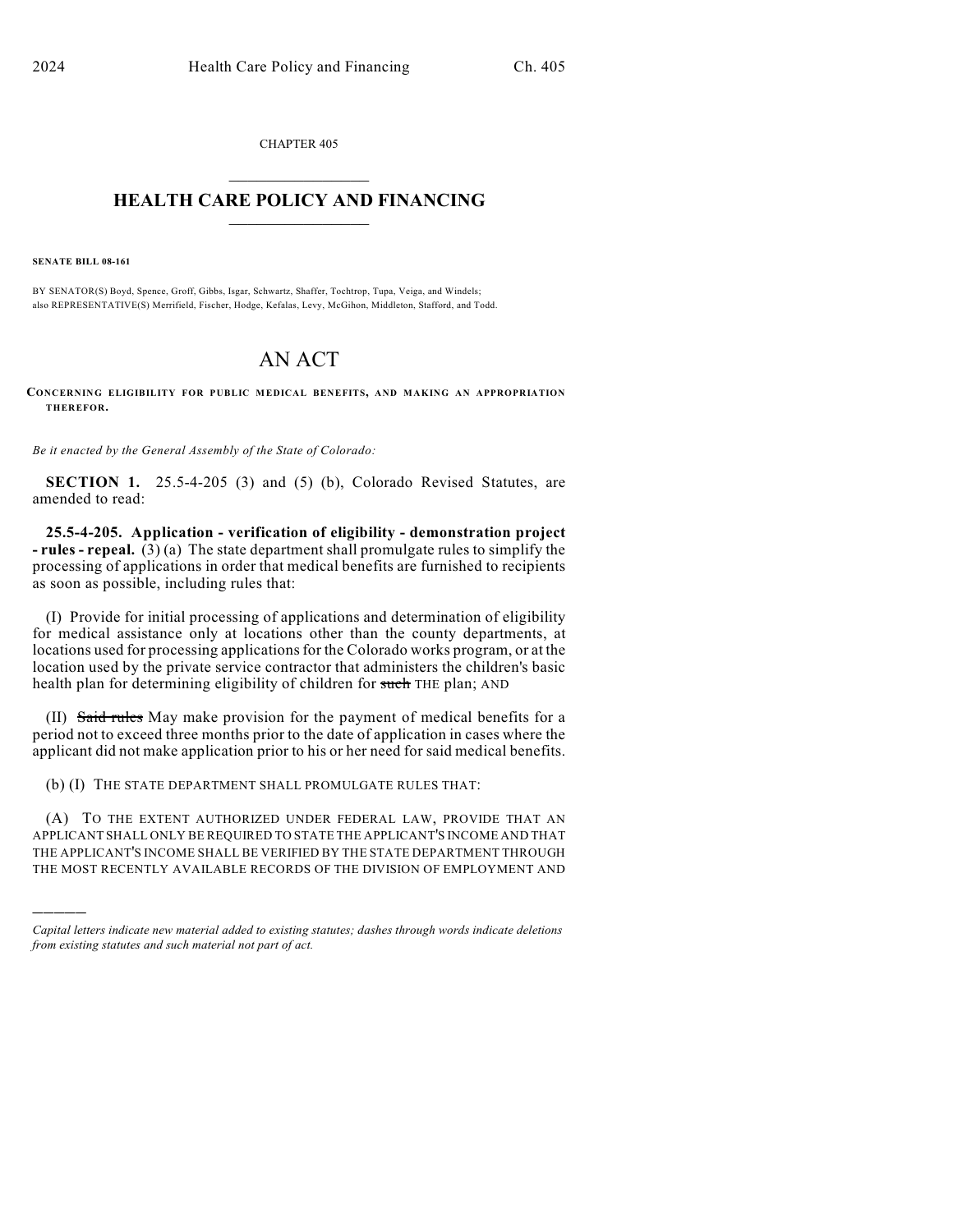CHAPTER 405

# HEALTH CARE POLICY AND FINANCING

**SENATE BILL 08-161**

BY SENATOR(S) Boyd, Spence, Groff, Gibbs, Isgar, Schwartz, Shaffer, Tochtrop, Tupa, Veiga, and Windels;
also REPRESENTATIVE(S) Merrifield, Fischer, Hodge, Kefalas, Levy, McGihon, Middleton, Stafford, and Todd.

# AN ACT

**CONCERNING ELIGIBILITY FOR PUBLIC MEDICAL BENEFITS, AND MAKING AN APPROPRIATION THEREFOR.**

*Be it enacted by the General Assembly of the State of Colorado:*

**SECTION 1.** 25.5-4-205 (3) and (5) (b), Colorado Revised Statutes, are amended to read:

**25.5-4-205. Application - verification of eligibility - demonstration project - rules - repeal.** (3) (a) The state department shall promulgate rules to simplify the processing of applications in order that medical benefits are furnished to recipients as soon as possible, including rules that:

(I) Provide for initial processing of applications and determination of eligibility for medical assistance only at locations other than the county departments, at locations used for processing applications for the Colorado works program, or at the location used by the private service contractor that administers the children's basic health plan for determining eligibility of children for ~~such~~ THE plan; AND

(II) ~~Said rules~~ May make provision for the payment of medical benefits for a period not to exceed three months prior to the date of application in cases where the applicant did not make application prior to his or her need for said medical benefits.

(b) (I) THE STATE DEPARTMENT SHALL PROMULGATE RULES THAT:

(A) TO THE EXTENT AUTHORIZED UNDER FEDERAL LAW, PROVIDE THAT AN APPLICANT SHALL ONLY BE REQUIRED TO STATE THE APPLICANT'S INCOME AND THAT THE APPLICANT'S INCOME SHALL BE VERIFIED BY THE STATE DEPARTMENT THROUGH THE MOST RECENTLY AVAILABLE RECORDS OF THE DIVISION OF EMPLOYMENT AND

*Capital letters indicate new material added to existing statutes; dashes through words indicate deletions from existing statutes and such material not part of act.*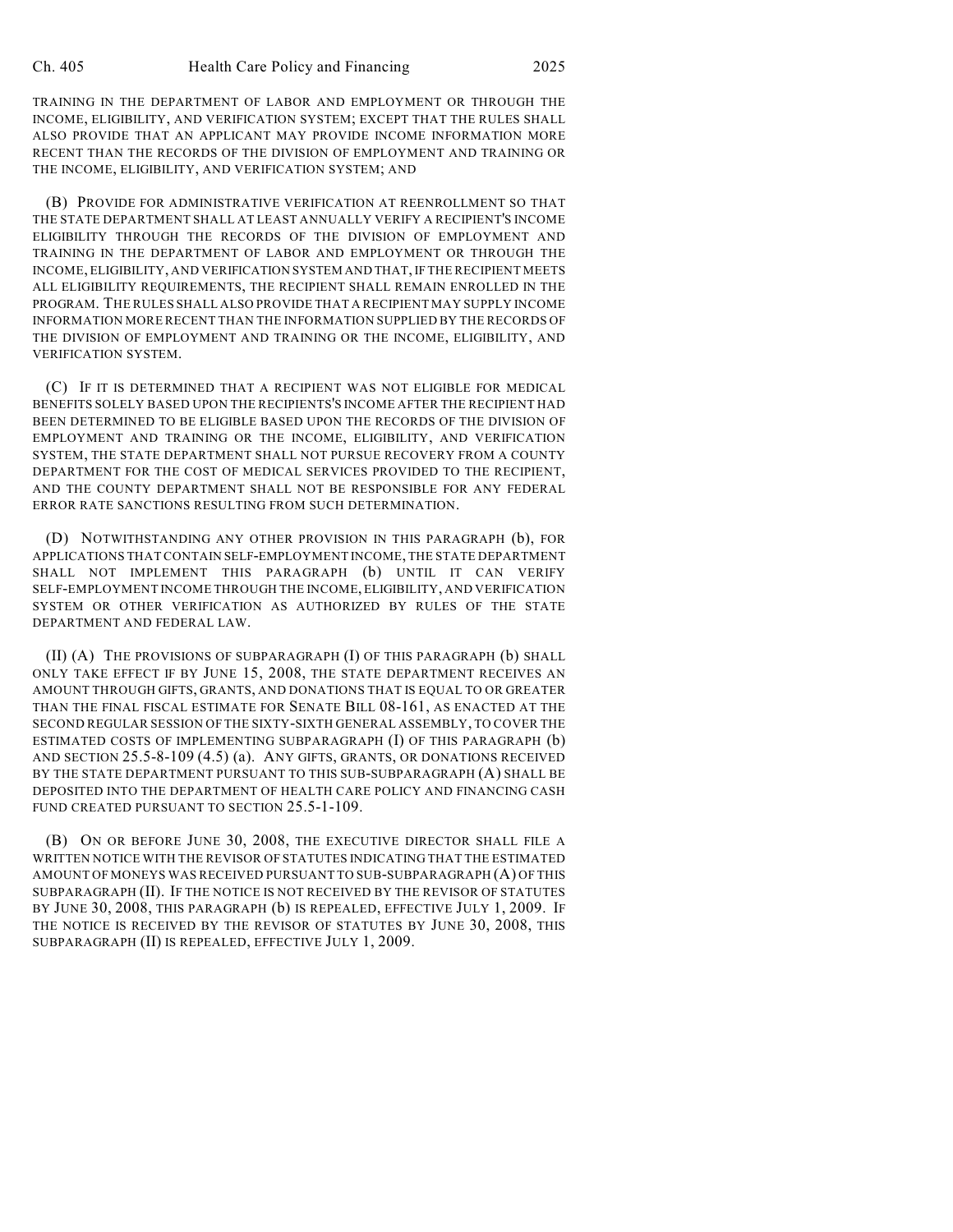TRAINING IN THE DEPARTMENT OF LABOR AND EMPLOYMENT OR THROUGH THE INCOME, ELIGIBILITY, AND VERIFICATION SYSTEM; EXCEPT THAT THE RULES SHALL ALSO PROVIDE THAT AN APPLICANT MAY PROVIDE INCOME INFORMATION MORE RECENT THAN THE RECORDS OF THE DIVISION OF EMPLOYMENT AND TRAINING OR THE INCOME, ELIGIBILITY, AND VERIFICATION SYSTEM; AND

(B) PROVIDE FOR ADMINISTRATIVE VERIFICATION AT REENROLLMENT SO THAT THE STATE DEPARTMENT SHALL AT LEAST ANNUALLY VERIFY A RECIPIENT'S INCOME ELIGIBILITY THROUGH THE RECORDS OF THE DIVISION OF EMPLOYMENT AND TRAINING IN THE DEPARTMENT OF LABOR AND EMPLOYMENT OR THROUGH THE INCOME, ELIGIBILITY, AND VERIFICATION SYSTEM AND THAT, IF THE RECIPIENT MEETS ALL ELIGIBILITY REQUIREMENTS, THE RECIPIENT SHALL REMAIN ENROLLED IN THE PROGRAM. THE RULES SHALL ALSO PROVIDE THAT A RECIPIENT MAY SUPPLY INCOME INFORMATION MORE RECENT THAN THE INFORMATION SUPPLIED BY THE RECORDS OF THE DIVISION OF EMPLOYMENT AND TRAINING OR THE INCOME, ELIGIBILITY, AND VERIFICATION SYSTEM.

(C) IF IT IS DETERMINED THAT A RECIPIENT WAS NOT ELIGIBLE FOR MEDICAL BENEFITS SOLELY BASED UPON THE RECIPIENTS'S INCOME AFTER THE RECIPIENT HAD BEEN DETERMINED TO BE ELIGIBLE BASED UPON THE RECORDS OF THE DIVISION OF EMPLOYMENT AND TRAINING OR THE INCOME, ELIGIBILITY, AND VERIFICATION SYSTEM, THE STATE DEPARTMENT SHALL NOT PURSUE RECOVERY FROM A COUNTY DEPARTMENT FOR THE COST OF MEDICAL SERVICES PROVIDED TO THE RECIPIENT, AND THE COUNTY DEPARTMENT SHALL NOT BE RESPONSIBLE FOR ANY FEDERAL ERROR RATE SANCTIONS RESULTING FROM SUCH DETERMINATION.

(D) NOTWITHSTANDING ANY OTHER PROVISION IN THIS PARAGRAPH (b), FOR APPLICATIONS THAT CONTAIN SELF-EMPLOYMENT INCOME, THE STATE DEPARTMENT SHALL NOT IMPLEMENT THIS PARAGRAPH (b) UNTIL IT CAN VERIFY SELF-EMPLOYMENT INCOME THROUGH THE INCOME, ELIGIBILITY, AND VERIFICATION SYSTEM OR OTHER VERIFICATION AS AUTHORIZED BY RULES OF THE STATE DEPARTMENT AND FEDERAL LAW.

(II) (A) THE PROVISIONS OF SUBPARAGRAPH (I) OF THIS PARAGRAPH (b) SHALL ONLY TAKE EFFECT IF BY JUNE 15, 2008, THE STATE DEPARTMENT RECEIVES AN AMOUNT THROUGH GIFTS, GRANTS, AND DONATIONS THAT IS EQUAL TO OR GREATER THAN THE FINAL FISCAL ESTIMATE FOR SENATE BILL 08-161, AS ENACTED AT THE SECOND REGULAR SESSION OF THE SIXTY-SIXTH GENERAL ASSEMBLY, TO COVER THE ESTIMATED COSTS OF IMPLEMENTING SUBPARAGRAPH (I) OF THIS PARAGRAPH (b) AND SECTION 25.5-8-109 (4.5) (a). ANY GIFTS, GRANTS, OR DONATIONS RECEIVED BY THE STATE DEPARTMENT PURSUANT TO THIS SUB-SUBPARAGRAPH (A) SHALL BE DEPOSITED INTO THE DEPARTMENT OF HEALTH CARE POLICY AND FINANCING CASH FUND CREATED PURSUANT TO SECTION 25.5-1-109.

(B) ON OR BEFORE JUNE 30, 2008, THE EXECUTIVE DIRECTOR SHALL FILE A WRITTEN NOTICE WITH THE REVISOR OF STATUTES INDICATING THAT THE ESTIMATED AMOUNT OF MONEYS WAS RECEIVED PURSUANT TO SUB-SUBPARAGRAPH (A) OF THIS SUBPARAGRAPH (II). IF THE NOTICE IS NOT RECEIVED BY THE REVISOR OF STATUTES BY JUNE 30, 2008, THIS PARAGRAPH (b) IS REPEALED, EFFECTIVE JULY 1, 2009. IF THE NOTICE IS RECEIVED BY THE REVISOR OF STATUTES BY JUNE 30, 2008, THIS SUBPARAGRAPH (II) IS REPEALED, EFFECTIVE JULY 1, 2009.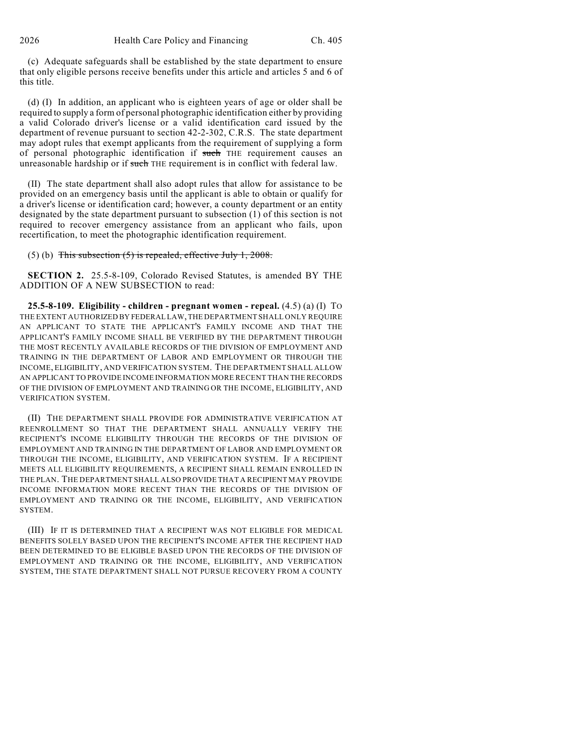(c) Adequate safeguards shall be established by the state department to ensure that only eligible persons receive benefits under this article and articles 5 and 6 of this title.

(d) (I) In addition, an applicant who is eighteen years of age or older shall be required to supply a form of personal photographic identification either by providing a valid Colorado driver's license or a valid identification card issued by the department of revenue pursuant to section 42-2-302, C.R.S. The state department may adopt rules that exempt applicants from the requirement of supplying a form of personal photographic identification if ~~such~~ THE requirement causes an unreasonable hardship or if ~~such~~ THE requirement is in conflict with federal law.

(II) The state department shall also adopt rules that allow for assistance to be provided on an emergency basis until the applicant is able to obtain or qualify for a driver's license or identification card; however, a county department or an entity designated by the state department pursuant to subsection (1) of this section is not required to recover emergency assistance from an applicant who fails, upon recertification, to meet the photographic identification requirement.

(5) (b) ~~This subsection (5) is repealed, effective July 1, 2008.~~

**SECTION 2.** 25.5-8-109, Colorado Revised Statutes, is amended BY THE ADDITION OF A NEW SUBSECTION to read:

**25.5-8-109. Eligibility - children - pregnant women - repeal.** (4.5) (a) (I) TO THE EXTENT AUTHORIZED BY FEDERAL LAW, THE DEPARTMENT SHALL ONLY REQUIRE AN APPLICANT TO STATE THE APPLICANT'S FAMILY INCOME AND THAT THE APPLICANT'S FAMILY INCOME SHALL BE VERIFIED BY THE DEPARTMENT THROUGH THE MOST RECENTLY AVAILABLE RECORDS OF THE DIVISION OF EMPLOYMENT AND TRAINING IN THE DEPARTMENT OF LABOR AND EMPLOYMENT OR THROUGH THE INCOME, ELIGIBILITY, AND VERIFICATION SYSTEM. THE DEPARTMENT SHALL ALLOW AN APPLICANT TO PROVIDE INCOME INFORMATION MORE RECENT THAN THE RECORDS OF THE DIVISION OF EMPLOYMENT AND TRAINING OR THE INCOME, ELIGIBILITY, AND VERIFICATION SYSTEM.

(II) THE DEPARTMENT SHALL PROVIDE FOR ADMINISTRATIVE VERIFICATION AT REENROLLMENT SO THAT THE DEPARTMENT SHALL ANNUALLY VERIFY THE RECIPIENT'S INCOME ELIGIBILITY THROUGH THE RECORDS OF THE DIVISION OF EMPLOYMENT AND TRAINING IN THE DEPARTMENT OF LABOR AND EMPLOYMENT OR THROUGH THE INCOME, ELIGIBILITY, AND VERIFICATION SYSTEM. IF A RECIPIENT MEETS ALL ELIGIBILITY REQUIREMENTS, A RECIPIENT SHALL REMAIN ENROLLED IN THE PLAN. THE DEPARTMENT SHALL ALSO PROVIDE THAT A RECIPIENT MAY PROVIDE INCOME INFORMATION MORE RECENT THAN THE RECORDS OF THE DIVISION OF EMPLOYMENT AND TRAINING OR THE INCOME, ELIGIBILITY, AND VERIFICATION SYSTEM.

(III) IF IT IS DETERMINED THAT A RECIPIENT WAS NOT ELIGIBLE FOR MEDICAL BENEFITS SOLELY BASED UPON THE RECIPIENT'S INCOME AFTER THE RECIPIENT HAD BEEN DETERMINED TO BE ELIGIBLE BASED UPON THE RECORDS OF THE DIVISION OF EMPLOYMENT AND TRAINING OR THE INCOME, ELIGIBILITY, AND VERIFICATION SYSTEM, THE STATE DEPARTMENT SHALL NOT PURSUE RECOVERY FROM A COUNTY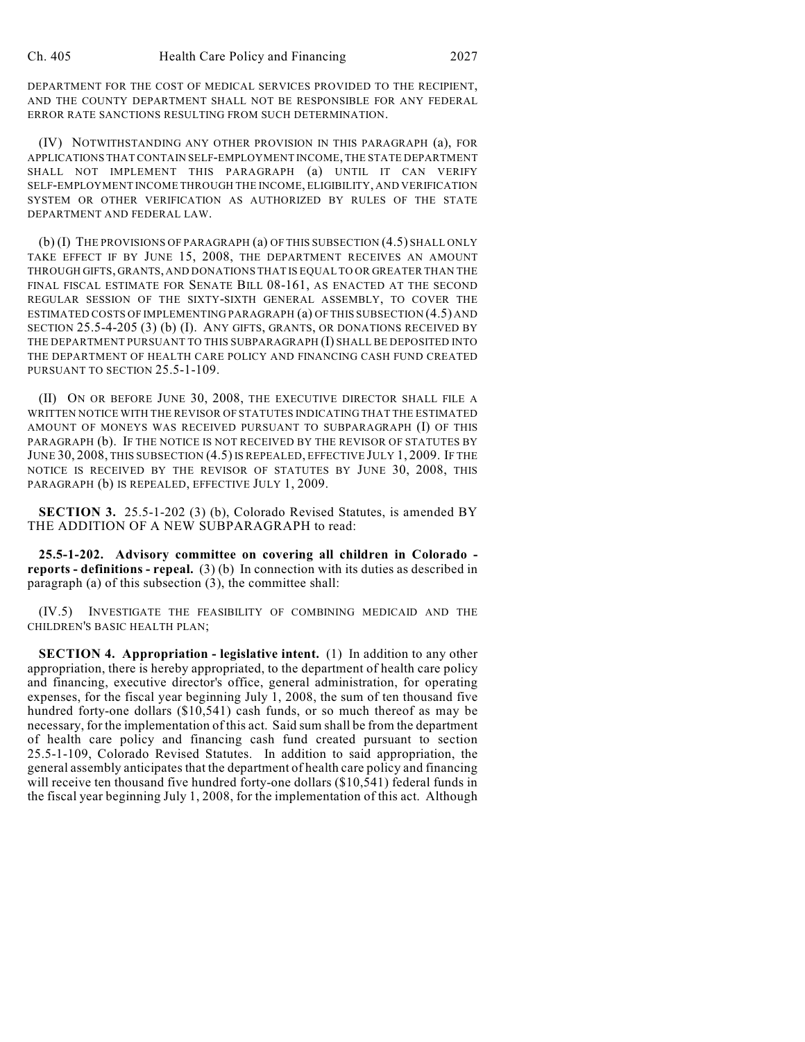DEPARTMENT FOR THE COST OF MEDICAL SERVICES PROVIDED TO THE RECIPIENT, AND THE COUNTY DEPARTMENT SHALL NOT BE RESPONSIBLE FOR ANY FEDERAL ERROR RATE SANCTIONS RESULTING FROM SUCH DETERMINATION.

(IV) NOTWITHSTANDING ANY OTHER PROVISION IN THIS PARAGRAPH (a), FOR APPLICATIONS THAT CONTAIN SELF-EMPLOYMENT INCOME, THE STATE DEPARTMENT SHALL NOT IMPLEMENT THIS PARAGRAPH (a) UNTIL IT CAN VERIFY SELF-EMPLOYMENT INCOME THROUGH THE INCOME, ELIGIBILITY, AND VERIFICATION SYSTEM OR OTHER VERIFICATION AS AUTHORIZED BY RULES OF THE STATE DEPARTMENT AND FEDERAL LAW.

(b) (I) THE PROVISIONS OF PARAGRAPH (a) OF THIS SUBSECTION (4.5) SHALL ONLY TAKE EFFECT IF BY JUNE 15, 2008, THE DEPARTMENT RECEIVES AN AMOUNT THROUGH GIFTS, GRANTS, AND DONATIONS THAT IS EQUAL TO OR GREATER THAN THE FINAL FISCAL ESTIMATE FOR SENATE BILL 08-161, AS ENACTED AT THE SECOND REGULAR SESSION OF THE SIXTY-SIXTH GENERAL ASSEMBLY, TO COVER THE ESTIMATED COSTS OF IMPLEMENTING PARAGRAPH (a) OF THIS SUBSECTION (4.5) AND SECTION 25.5-4-205 (3) (b) (I). ANY GIFTS, GRANTS, OR DONATIONS RECEIVED BY THE DEPARTMENT PURSUANT TO THIS SUBPARAGRAPH (I) SHALL BE DEPOSITED INTO THE DEPARTMENT OF HEALTH CARE POLICY AND FINANCING CASH FUND CREATED PURSUANT TO SECTION 25.5-1-109.

(II) ON OR BEFORE JUNE 30, 2008, THE EXECUTIVE DIRECTOR SHALL FILE A WRITTEN NOTICE WITH THE REVISOR OF STATUTES INDICATING THAT THE ESTIMATED AMOUNT OF MONEYS WAS RECEIVED PURSUANT TO SUBPARAGRAPH (I) OF THIS PARAGRAPH (b). IF THE NOTICE IS NOT RECEIVED BY THE REVISOR OF STATUTES BY JUNE 30, 2008, THIS SUBSECTION (4.5) IS REPEALED, EFFECTIVE JULY 1, 2009. IF THE NOTICE IS RECEIVED BY THE REVISOR OF STATUTES BY JUNE 30, 2008, THIS PARAGRAPH (b) IS REPEALED, EFFECTIVE JULY 1, 2009.

**SECTION 3.** 25.5-1-202 (3) (b), Colorado Revised Statutes, is amended BY THE ADDITION OF A NEW SUBPARAGRAPH to read:

**25.5-1-202. Advisory committee on covering all children in Colorado - reports - definitions - repeal.** (3) (b) In connection with its duties as described in paragraph (a) of this subsection (3), the committee shall:

(IV.5) INVESTIGATE THE FEASIBILITY OF COMBINING MEDICAID AND THE CHILDREN'S BASIC HEALTH PLAN;

**SECTION 4. Appropriation - legislative intent.** (1) In addition to any other appropriation, there is hereby appropriated, to the department of health care policy and financing, executive director's office, general administration, for operating expenses, for the fiscal year beginning July 1, 2008, the sum of ten thousand five hundred forty-one dollars ($10,541) cash funds, or so much thereof as may be necessary, for the implementation of this act. Said sum shall be from the department of health care policy and financing cash fund created pursuant to section 25.5-1-109, Colorado Revised Statutes. In addition to said appropriation, the general assembly anticipates that the department of health care policy and financing will receive ten thousand five hundred forty-one dollars ($10,541) federal funds in the fiscal year beginning July 1, 2008, for the implementation of this act. Although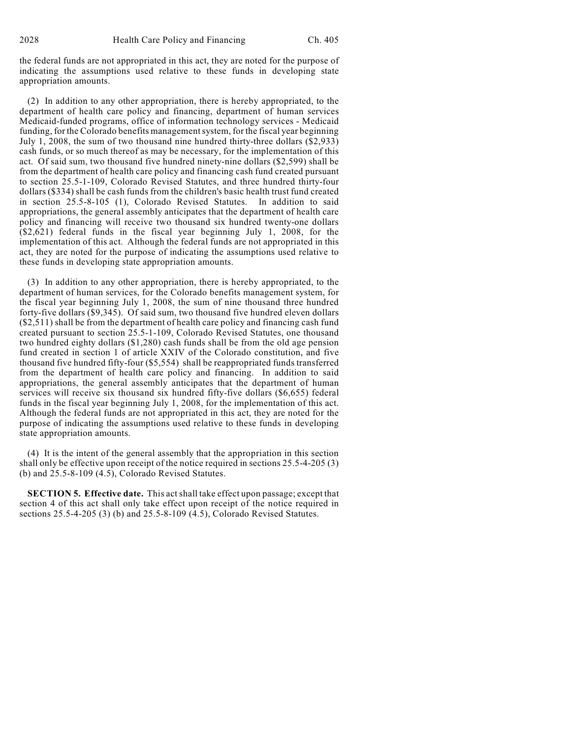the federal funds are not appropriated in this act, they are noted for the purpose of indicating the assumptions used relative to these funds in developing state appropriation amounts.

(2) In addition to any other appropriation, there is hereby appropriated, to the department of health care policy and financing, department of human services Medicaid-funded programs, office of information technology services - Medicaid funding, for the Colorado benefits management system, for the fiscal year beginning July 1, 2008, the sum of two thousand nine hundred thirty-three dollars ($2,933) cash funds, or so much thereof as may be necessary, for the implementation of this act. Of said sum, two thousand five hundred ninety-nine dollars ($2,599) shall be from the department of health care policy and financing cash fund created pursuant to section 25.5-1-109, Colorado Revised Statutes, and three hundred thirty-four dollars ($334) shall be cash funds from the children's basic health trust fund created in section 25.5-8-105 (1), Colorado Revised Statutes. In addition to said appropriations, the general assembly anticipates that the department of health care policy and financing will receive two thousand six hundred twenty-one dollars ($2,621) federal funds in the fiscal year beginning July 1, 2008, for the implementation of this act. Although the federal funds are not appropriated in this act, they are noted for the purpose of indicating the assumptions used relative to these funds in developing state appropriation amounts.

(3) In addition to any other appropriation, there is hereby appropriated, to the department of human services, for the Colorado benefits management system, for the fiscal year beginning July 1, 2008, the sum of nine thousand three hundred forty-five dollars ($9,345). Of said sum, two thousand five hundred eleven dollars ($2,511) shall be from the department of health care policy and financing cash fund created pursuant to section 25.5-1-109, Colorado Revised Statutes, one thousand two hundred eighty dollars ($1,280) cash funds shall be from the old age pension fund created in section 1 of article XXIV of the Colorado constitution, and five thousand five hundred fifty-four ($5,554) shall be reappropriated funds transferred from the department of health care policy and financing. In addition to said appropriations, the general assembly anticipates that the department of human services will receive six thousand six hundred fifty-five dollars ($6,655) federal funds in the fiscal year beginning July 1, 2008, for the implementation of this act. Although the federal funds are not appropriated in this act, they are noted for the purpose of indicating the assumptions used relative to these funds in developing state appropriation amounts.

(4) It is the intent of the general assembly that the appropriation in this section shall only be effective upon receipt of the notice required in sections 25.5-4-205 (3) (b) and 25.5-8-109 (4.5), Colorado Revised Statutes.

**SECTION 5. Effective date.** This act shall take effect upon passage; except that section 4 of this act shall only take effect upon receipt of the notice required in sections 25.5-4-205 (3) (b) and 25.5-8-109 (4.5), Colorado Revised Statutes.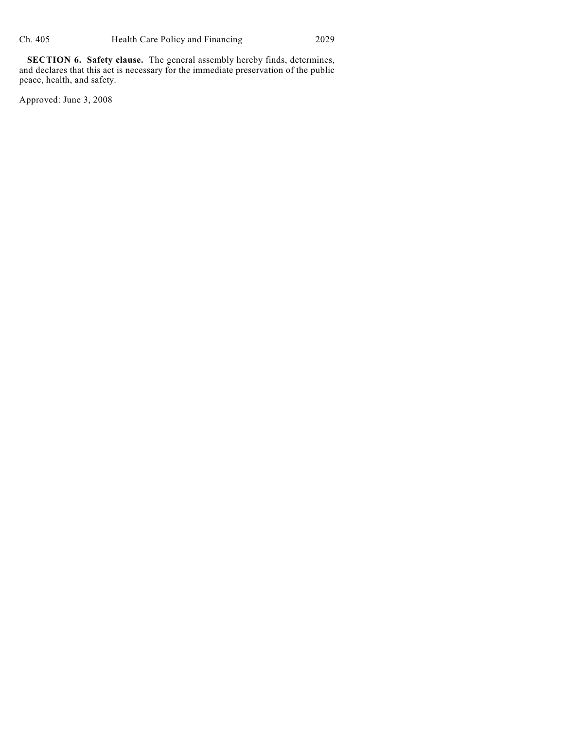**SECTION 6. Safety clause.** The general assembly hereby finds, determines, and declares that this act is necessary for the immediate preservation of the public peace, health, and safety.

Approved: June 3, 2008